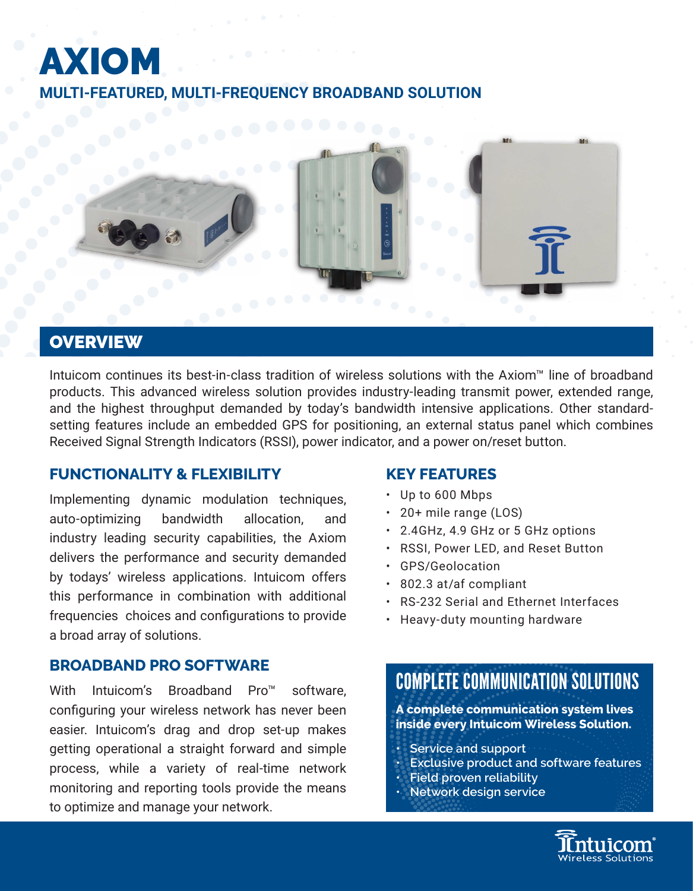# AXIOM

## MULTI-FEATURED, MULTI-FREQUENCY BROADBAND SOLUTION

## OVERVIEW

Intuicom continues its best-in-class tradition of wireless solutions with the Axiom™ line of broadband products. This advanced wireless solution provides industry-leading transmit power, extended range, and the highest throughput demanded by today's bandwidth intensive applications. Other standard-setting features include an embedded GPS for positioning, an external status panel which combines Received Signal Strength Indicators (RSSI), power indicator, and a power on/reset button.

### FUNCTIONALITY & FLEXIBILITY

Implementing dynamic modulation techniques, auto-optimizing bandwidth allocation, and industry leading security capabilities, the Axiom delivers the performance and security demanded by todays' wireless applications. Intuicom offers this performance in combination with additional frequencies choices and configurations to provide a broad array of solutions.

### BROADBAND PRO SOFTWARE

With Intuicom's Broadband Pro™ software, configuring your wireless network has never been easier. Intuicom's drag and drop set-up makes getting operational a straight forward and simple process, while a variety of real-time network monitoring and reporting tools provide the means to optimize and manage your network.

### KEY FEATURES

- Up to 600 Mbps
- 20+ mile range (LOS)
- 2.4GHz, 4.9 GHz or 5 GHz options
- RSSI, Power LED, and Reset Button
- GPS/Geolocation
- 802.3 at/af compliant
- RS-232 Serial and Ethernet Interfaces
- Heavy-duty mounting hardware

### COMPLETE COMMUNICATION SOLUTIONS

**A complete communication system lives inside every Intuicom Wireless Solution.**

- **Service and support**
- **Exclusive product and software features**
- **Field proven reliability**
- **Network design service**

Intuicom® Wireless Solutions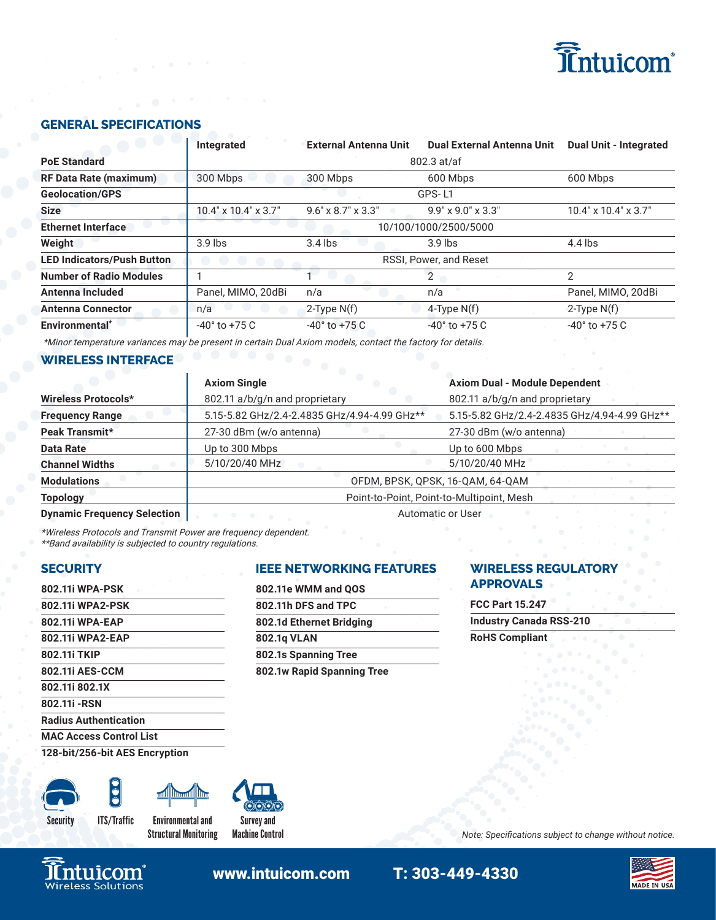## GENERAL SPECIFICATIONS

| | Integrated | External Antenna Unit | Dual External Antenna Unit | Dual Unit - Integrated |
|---|---|---|---|---|
| **PoE Standard** | 802.3 at/af | | | |
| **RF Data Rate (maximum)** | 300 Mbps | 300 Mbps | 600 Mbps | 600 Mbps |
| **Geolocation/GPS** | GPS- L1 | | | |
| **Size** | 10.4" x 10.4" x 3.7" | 9.6" x 8.7" x 3.3" | 9.9" x 9.0" x 3.3" | 10.4" x 10.4" x 3.7" |
| **Ethernet Interface** | 10/100/1000/2500/5000 | | | |
| **Weight** | 3.9 lbs | 3.4 lbs | 3.9 lbs | 4.4 lbs |
| **LED Indicators/Push Button** | RSSI, Power, and Reset | | | |
| **Number of Radio Modules** | 1 | 1 | 2 | 2 |
| **Antenna Included** | Panel, MIMO, 20dBi | n/a | n/a | Panel, MIMO, 20dBi |
| **Antenna Connector** | n/a | 2-Type N(f) | 4-Type N(f) | 2-Type N(f) |
| **Environmental*** | -40° to +75 C | -40° to +75 C | -40° to +75 C | -40° to +75 C |

*Minor temperature variances may be present in certain Dual Axiom models, contact the factory for details.*

## WIRELESS INTERFACE

| | Axiom Single | Axiom Dual - Module Dependent |
|---|---|---|
| **Wireless Protocols*** | 802.11 a/b/g/n and proprietary | 802.11 a/b/g/n and proprietary |
| **Frequency Range** | 5.15-5.82 GHz/2.4-2.4835 GHz/4.94-4.99 GHz** | 5.15-5.82 GHz/2.4-2.4835 GHz/4.94-4.99 GHz** |
| **Peak Transmit*** | 27-30 dBm (w/o antenna) | 27-30 dBm (w/o antenna) |
| **Data Rate** | Up to 300 Mbps | Up to 600 Mbps |
| **Channel Widths** | 5/10/20/40 MHz | 5/10/20/40 MHz |
| **Modulations** | OFDM, BPSK, QPSK, 16-QAM, 64-QAM | |
| **Topology** | Point-to-Point, Point-to-Multipoint, Mesh | |
| **Dynamic Frequency Selection** | Automatic or User | |

*Wireless Protocols and Transmit Power are frequency dependent.*
*\*\*Band availability is subjected to country regulations.*

## SECURITY

- **802.11i WPA-PSK**
- **802.11i WPA2-PSK**
- **802.11i WPA-EAP**
- **802.11i WPA2-EAP**
- **802.11i TKIP**
- **802.11i AES-CCM**
- **802.11i 802.1X**
- **802.11i -RSN**
- **Radius Authentication**
- **MAC Access Control List**
- **128-bit/256-bit AES Encryption**

## IEEE NETWORKING FEATURES

- **802.11e WMM and QOS**
- **802.11h DFS and TPC**
- **802.1d Ethernet Bridging**
- **802.1q VLAN**
- **802.1s Spanning Tree**
- **802.1w Rapid Spanning Tree**

## WIRELESS REGULATORY APPROVALS

- **FCC Part 15.247**
- **Industry Canada RSS-210**
- **RoHS Compliant**

Security  ITS/Traffic  Environmental and Structural Monitoring  Survey and Machine Control

*Note: Specifications subject to change without notice.*

Intuicom Wireless Solutions

www.intuicom.com  T: 303-449-4330

MADE IN USA